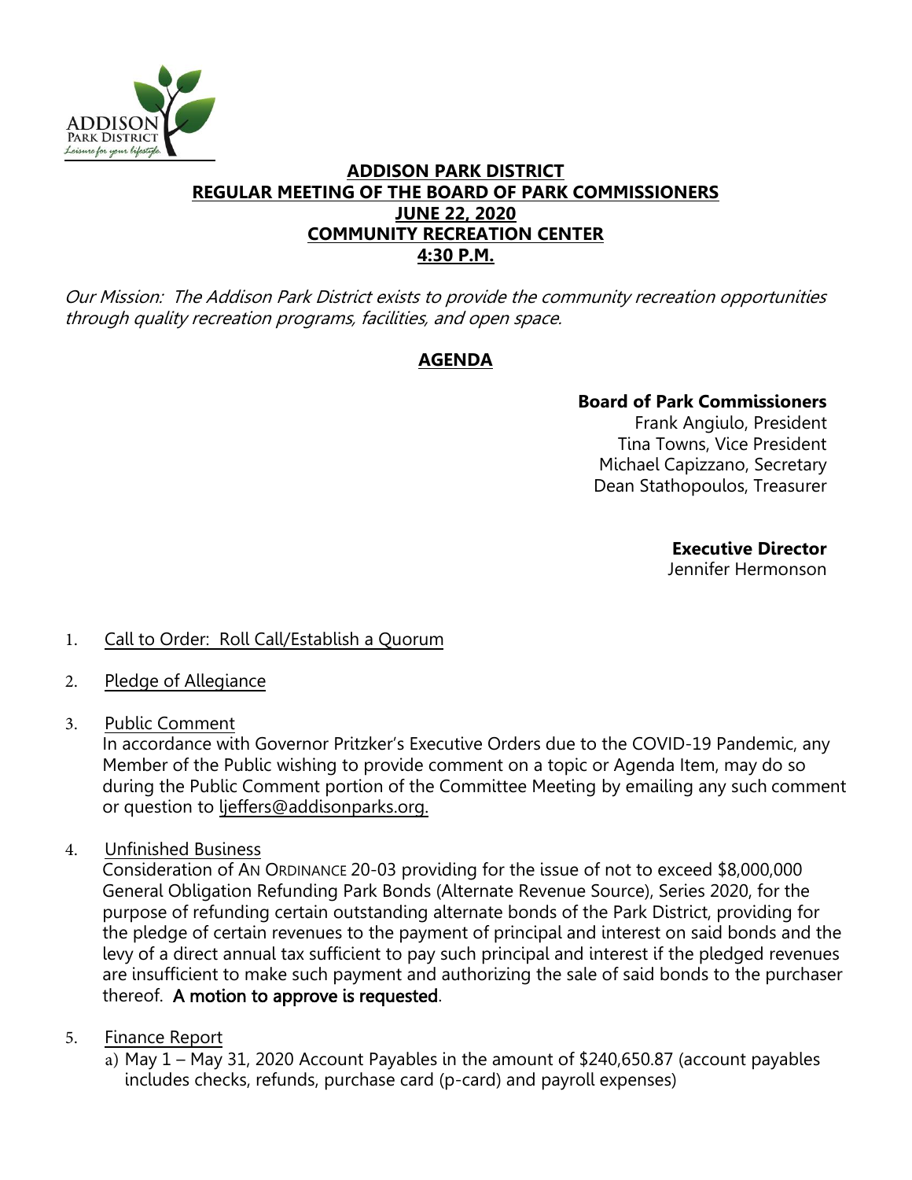**ADDISON PARK DISTRICT**
**REGULAR MEETING OF THE BOARD OF PARK COMMISSIONERS**
**JUNE 22, 2020**
**COMMUNITY RECREATION CENTER**
**4:30 P.M.**

*Our Mission: The Addison Park District exists to provide the community recreation opportunities through quality recreation programs, facilities, and open space.*

## AGENDA

**Board of Park Commissioners**
Frank Angiulo, President
Tina Towns, Vice President
Michael Capizzano, Secretary
Dean Stathopoulos, Treasurer

**Executive Director**
Jennifer Hermonson

1. Call to Order: Roll Call/Establish a Quorum

2. Pledge of Allegiance

3. Public Comment
   In accordance with Governor Pritzker's Executive Orders due to the COVID-19 Pandemic, any Member of the Public wishing to provide comment on a topic or Agenda Item, may do so during the Public Comment portion of the Committee Meeting by emailing any such comment or question to ljeffers@addisonparks.org.

4. Unfinished Business
   Consideration of AN ORDINANCE 20-03 providing for the issue of not to exceed $8,000,000 General Obligation Refunding Park Bonds (Alternate Revenue Source), Series 2020, for the purpose of refunding certain outstanding alternate bonds of the Park District, providing for the pledge of certain revenues to the payment of principal and interest on said bonds and the levy of a direct annual tax sufficient to pay such principal and interest if the pledged revenues are insufficient to make such payment and authorizing the sale of said bonds to the purchaser thereof. **A motion to approve is requested**.

5. Finance Report
   a) May 1 – May 31, 2020 Account Payables in the amount of $240,650.87 (account payables includes checks, refunds, purchase card (p-card) and payroll expenses)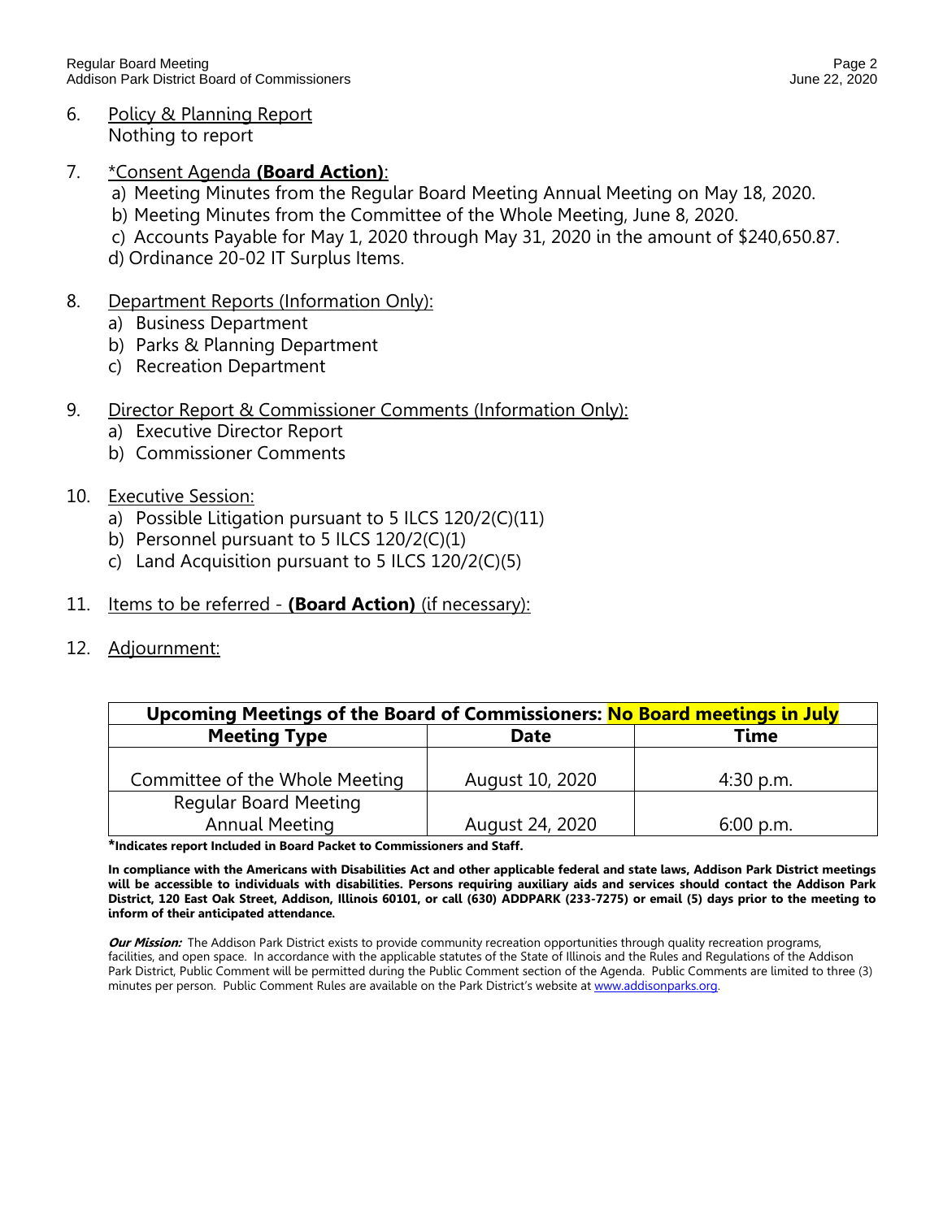6. Policy & Planning Report
   Nothing to report

7. *Consent Agenda **(Board Action)**:
   a) Meeting Minutes from the Regular Board Meeting Annual Meeting on May 18, 2020.
   b) Meeting Minutes from the Committee of the Whole Meeting, June 8, 2020.
   c) Accounts Payable for May 1, 2020 through May 31, 2020 in the amount of $240,650.87.
   d) Ordinance 20-02 IT Surplus Items.

8. Department Reports (Information Only):
   a) Business Department
   b) Parks & Planning Department
   c) Recreation Department

9. Director Report & Commissioner Comments (Information Only):
   a) Executive Director Report
   b) Commissioner Comments

10. Executive Session:
    a) Possible Litigation pursuant to 5 ILCS 120/2(C)(11)
    b) Personnel pursuant to 5 ILCS 120/2(C)(1)
    c) Land Acquisition pursuant to 5 ILCS 120/2(C)(5)

11. Items to be referred - **(Board Action)** (if necessary):

12. Adjournment:

| **Upcoming Meetings of the Board of Commissioners: No Board meetings in July** | | |
|---|---|---|
| **Meeting Type** | **Date** | **Time** |
| Committee of the Whole Meeting | August 10, 2020 | 4:30 p.m. |
| Regular Board Meeting Annual Meeting | August 24, 2020 | 6:00 p.m. |

***Indicates report Included in Board Packet to Commissioners and Staff.**

**In compliance with the Americans with Disabilities Act and other applicable federal and state laws, Addison Park District meetings will be accessible to individuals with disabilities. Persons requiring auxiliary aids and services should contact the Addison Park District, 120 East Oak Street, Addison, Illinois 60101, or call (630) ADDPARK (233-7275) or email (5) days prior to the meeting to inform of their anticipated attendance.**

***Our Mission:*** The Addison Park District exists to provide community recreation opportunities through quality recreation programs, facilities, and open space. In accordance with the applicable statutes of the State of Illinois and the Rules and Regulations of the Addison Park District, Public Comment will be permitted during the Public Comment section of the Agenda. Public Comments are limited to three (3) minutes per person. Public Comment Rules are available on the Park District's website at www.addisonparks.org.